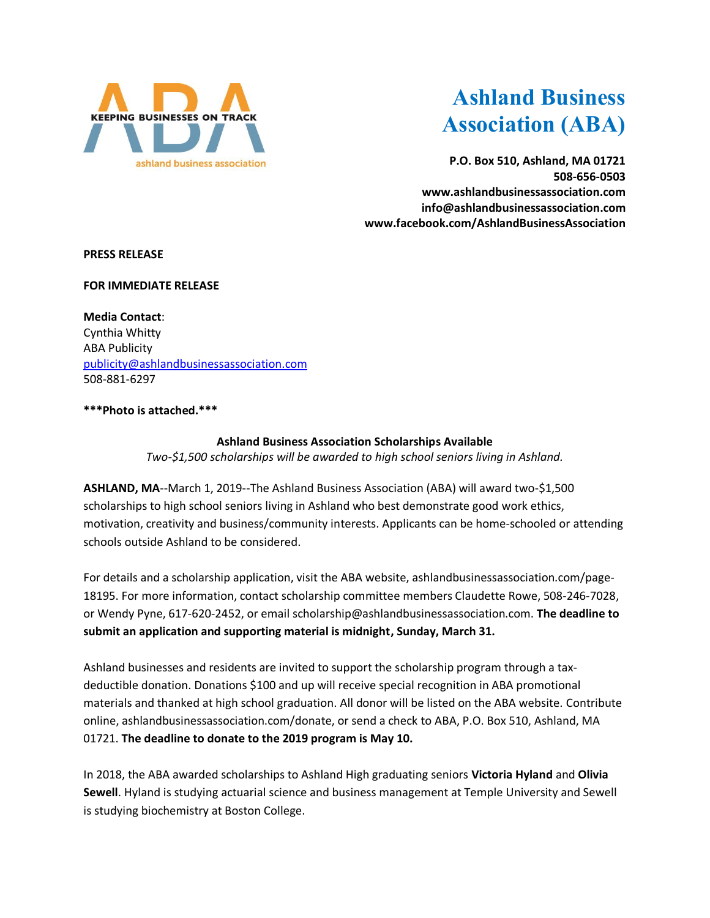KEEPING BUSINESSES ON TRACK

ashland business association

# Ashland Business Association (ABA)

**P.O. Box 510, Ashland, MA 01721**
**508-656-0503**
**www.ashlandbusinessassociation.com**
**info@ashlandbusinessassociation.com**
**www.facebook.com/AshlandBusinessAssociation**

**PRESS RELEASE**

**FOR IMMEDIATE RELEASE**

**Media Contact**:
Cynthia Whitty
ABA Publicity
publicity@ashlandbusinessassociation.com
508-881-6297

*****Photo is attached.*****

## Ashland Business Association Scholarships Available

*Two-$1,500 scholarships will be awarded to high school seniors living in Ashland.*

**ASHLAND, MA**--March 1, 2019--The Ashland Business Association (ABA) will award two-$1,500 scholarships to high school seniors living in Ashland who best demonstrate good work ethics, motivation, creativity and business/community interests. Applicants can be home-schooled or attending schools outside Ashland to be considered.

For details and a scholarship application, visit the ABA website, ashlandbusinessassociation.com/page-18195. For more information, contact scholarship committee members Claudette Rowe, 508-246-7028, or Wendy Pyne, 617-620-2452, or email scholarship@ashlandbusinessassociation.com. **The deadline to submit an application and supporting material is midnight, Sunday, March 31.**

Ashland businesses and residents are invited to support the scholarship program through a tax-deductible donation. Donations $100 and up will receive special recognition in ABA promotional materials and thanked at high school graduation. All donor will be listed on the ABA website. Contribute online, ashlandbusinessassociation.com/donate, or send a check to ABA, P.O. Box 510, Ashland, MA 01721. **The deadline to donate to the 2019 program is May 10.**

In 2018, the ABA awarded scholarships to Ashland High graduating seniors **Victoria Hyland** and **Olivia Sewell**. Hyland is studying actuarial science and business management at Temple University and Sewell is studying biochemistry at Boston College.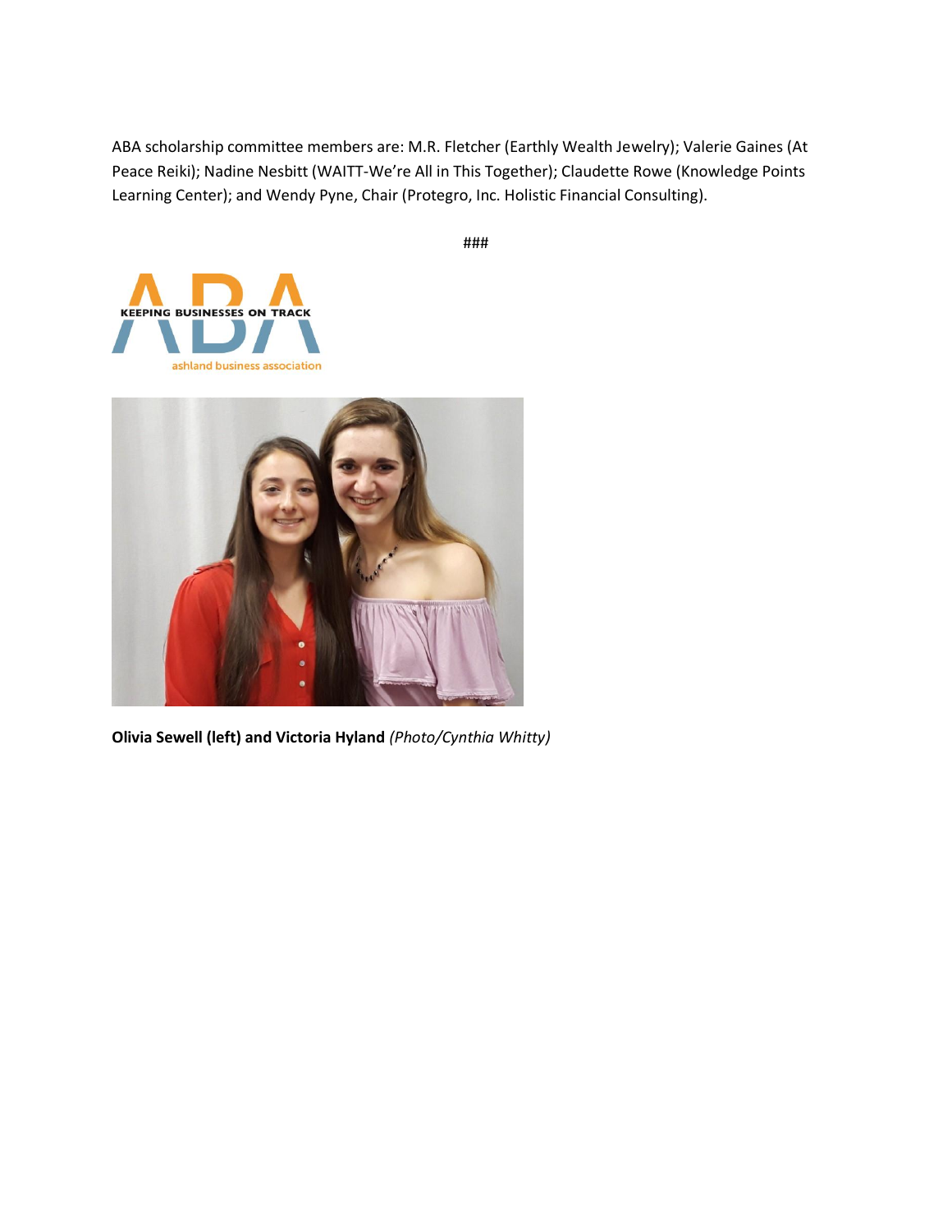ABA scholarship committee members are: M.R. Fletcher (Earthly Wealth Jewelry); Valerie Gaines (At Peace Reiki); Nadine Nesbitt (WAITT-We're All in This Together); Claudette Rowe (Knowledge Points Learning Center); and Wendy Pyne, Chair (Protegro, Inc. Holistic Financial Consulting).

###

**Olivia Sewell (left) and Victoria Hyland** *(Photo/Cynthia Whitty)*